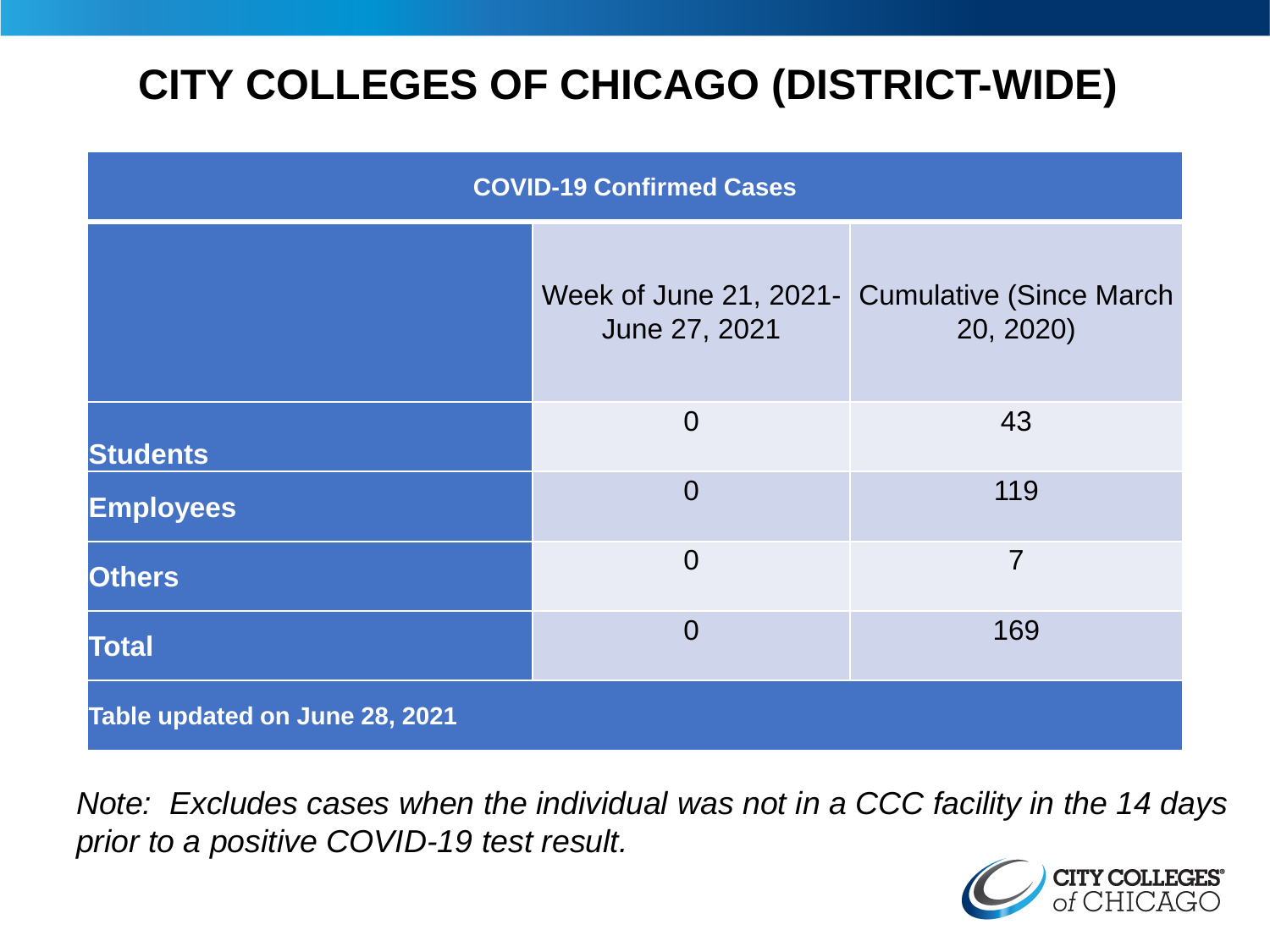# CITY COLLEGES OF CHICAGO (DISTRICT-WIDE)

| COVID-19 Confirmed Cases | | |
|---|---|---|
| | Week of June 21, 2021- June 27, 2021 | Cumulative (Since March 20, 2020) |
| **Students** | 0 | 43 |
| **Employees** | 0 | 119 |
| **Others** | 0 | 7 |
| **Total** | 0 | 169 |
| **Table updated on June 28, 2021** | | |

*Note: Excludes cases when the individual was not in a CCC facility in the 14 days prior to a positive COVID-19 test result.*

CITY COLLEGES of CHICAGO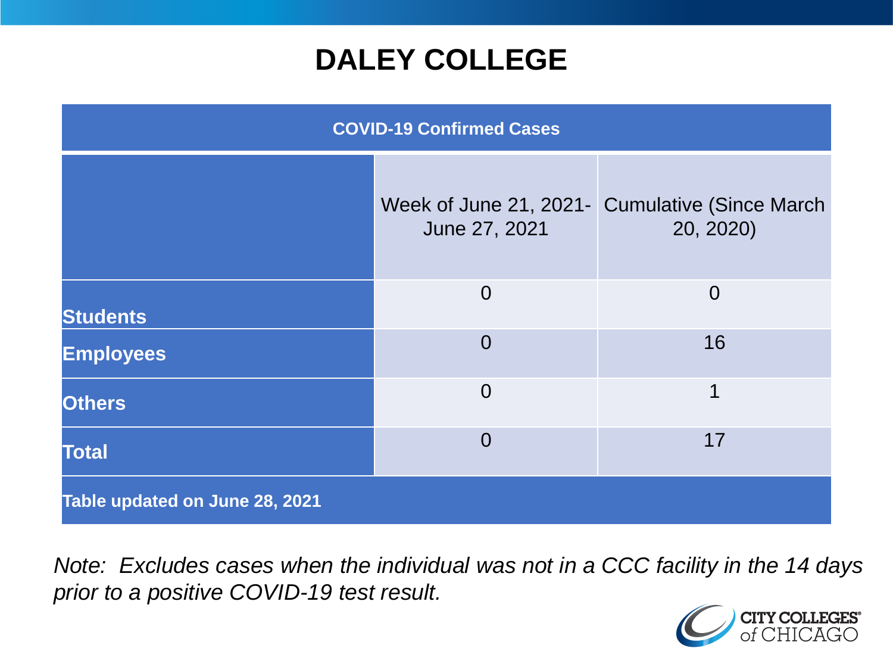# DALEY COLLEGE

| COVID-19 Confirmed Cases | | |
|---|---|---|
| | Week of June 21, 2021- June 27, 2021 | Cumulative (Since March 20, 2020) |
| **Students** | 0 | 0 |
| **Employees** | 0 | 16 |
| **Others** | 0 | 1 |
| **Total** | 0 | 17 |
| **Table updated on June 28, 2021** | | |

*Note: Excludes cases when the individual was not in a CCC facility in the 14 days prior to a positive COVID-19 test result.*

CITY COLLEGES of CHICAGO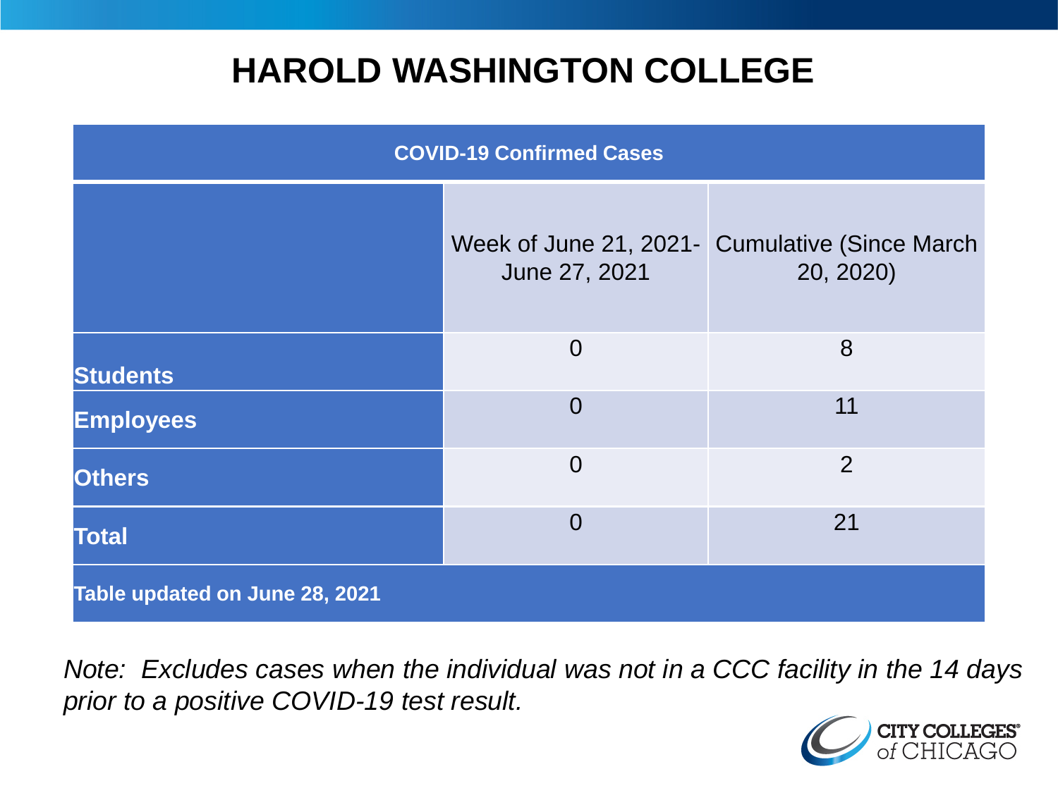# HAROLD WASHINGTON COLLEGE

| COVID-19 Confirmed Cases | | |
|---|---|---|
| | Week of June 21, 2021- June 27, 2021 | Cumulative (Since March 20, 2020) |
| **Students** | 0 | 8 |
| **Employees** | 0 | 11 |
| **Others** | 0 | 2 |
| **Total** | 0 | 21 |
| **Table updated on June 28, 2021** | | |

*Note: Excludes cases when the individual was not in a CCC facility in the 14 days prior to a positive COVID-19 test result.*

CITY COLLEGES of CHICAGO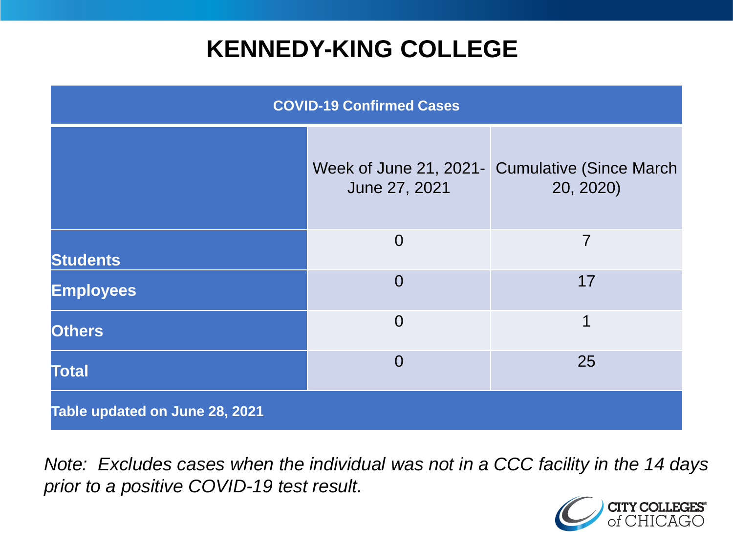# KENNEDY-KING COLLEGE

| COVID-19 Confirmed Cases | | |
|---|---|---|
| | Week of June 21, 2021- June 27, 2021 | Cumulative (Since March 20, 2020) |
| **Students** | 0 | 7 |
| **Employees** | 0 | 17 |
| **Others** | 0 | 1 |
| **Total** | 0 | 25 |
| **Table updated on June 28, 2021** | | |

*Note: Excludes cases when the individual was not in a CCC facility in the 14 days prior to a positive COVID-19 test result.*

CITY COLLEGES of CHICAGO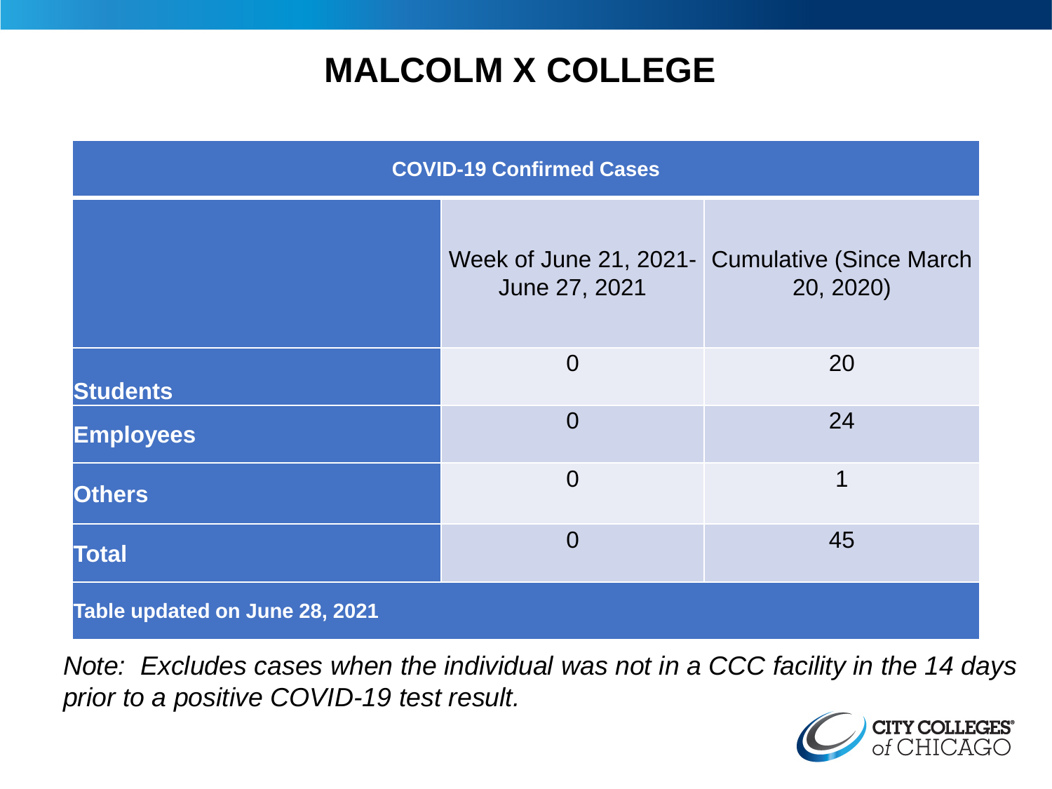# MALCOLM X COLLEGE

| COVID-19 Confirmed Cases | | |
|---|---|---|
| | Week of June 21, 2021- June 27, 2021 | Cumulative (Since March 20, 2020) |
| **Students** | 0 | 20 |
| **Employees** | 0 | 24 |
| **Others** | 0 | 1 |
| **Total** | 0 | 45 |
| **Table updated on June 28, 2021** | | |

*Note: Excludes cases when the individual was not in a CCC facility in the 14 days prior to a positive COVID-19 test result.*

CITY COLLEGES of CHICAGO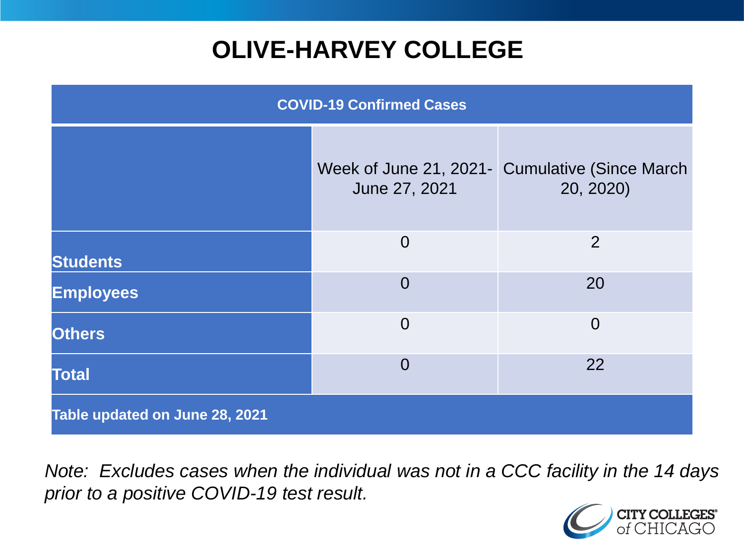# OLIVE-HARVEY COLLEGE

| COVID-19 Confirmed Cases | | |
|---|---|---|
| | Week of June 21, 2021- June 27, 2021 | Cumulative (Since March 20, 2020) |
| **Students** | 0 | 2 |
| **Employees** | 0 | 20 |
| **Others** | 0 | 0 |
| **Total** | 0 | 22 |
| **Table updated on June 28, 2021** | | |

*Note: Excludes cases when the individual was not in a CCC facility in the 14 days prior to a positive COVID-19 test result.*

CITY COLLEGES of CHICAGO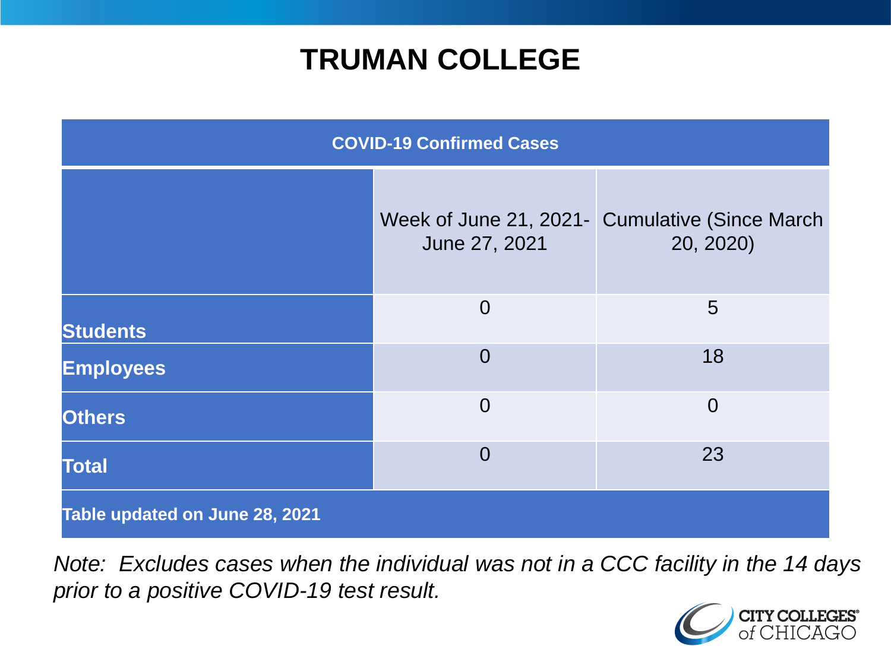# TRUMAN COLLEGE

| COVID-19 Confirmed Cases | | |
|---|---|---|
| | Week of June 21, 2021-June 27, 2021 | Cumulative (Since March 20, 2020) |
| **Students** | 0 | 5 |
| **Employees** | 0 | 18 |
| **Others** | 0 | 0 |
| **Total** | 0 | 23 |
| **Table updated on June 28, 2021** | | |

*Note: Excludes cases when the individual was not in a CCC facility in the 14 days prior to a positive COVID-19 test result.*

CITY COLLEGES of CHICAGO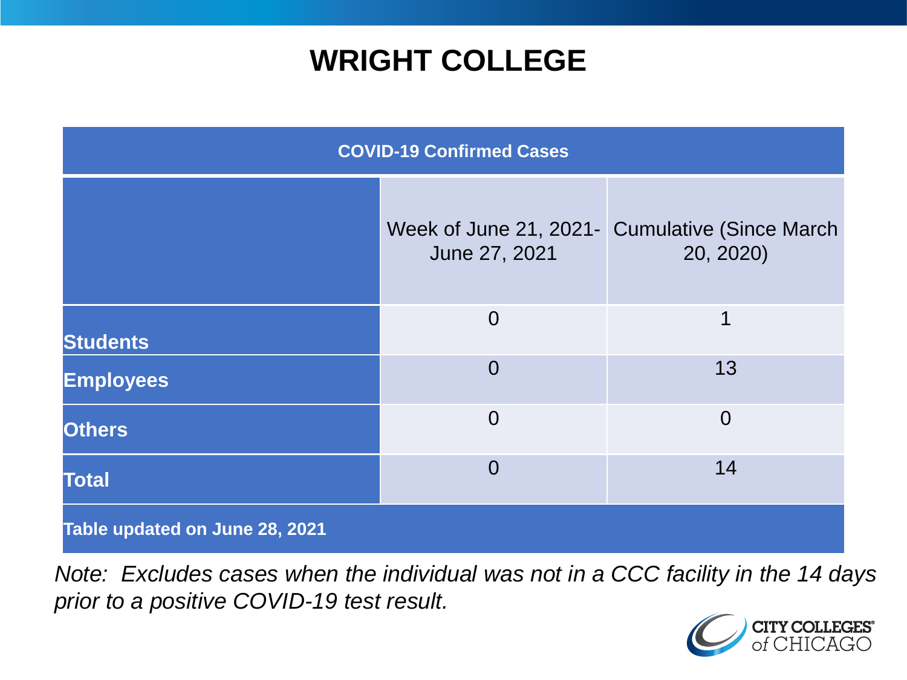# WRIGHT COLLEGE

| COVID-19 Confirmed Cases | | |
|---|---|---|
| | Week of June 21, 2021- June 27, 2021 | Cumulative (Since March 20, 2020) |
| **Students** | 0 | 1 |
| **Employees** | 0 | 13 |
| **Others** | 0 | 0 |
| **Total** | 0 | 14 |
| **Table updated on June 28, 2021** | | |

*Note: Excludes cases when the individual was not in a CCC facility in the 14 days prior to a positive COVID-19 test result.*

CITY COLLEGES of CHICAGO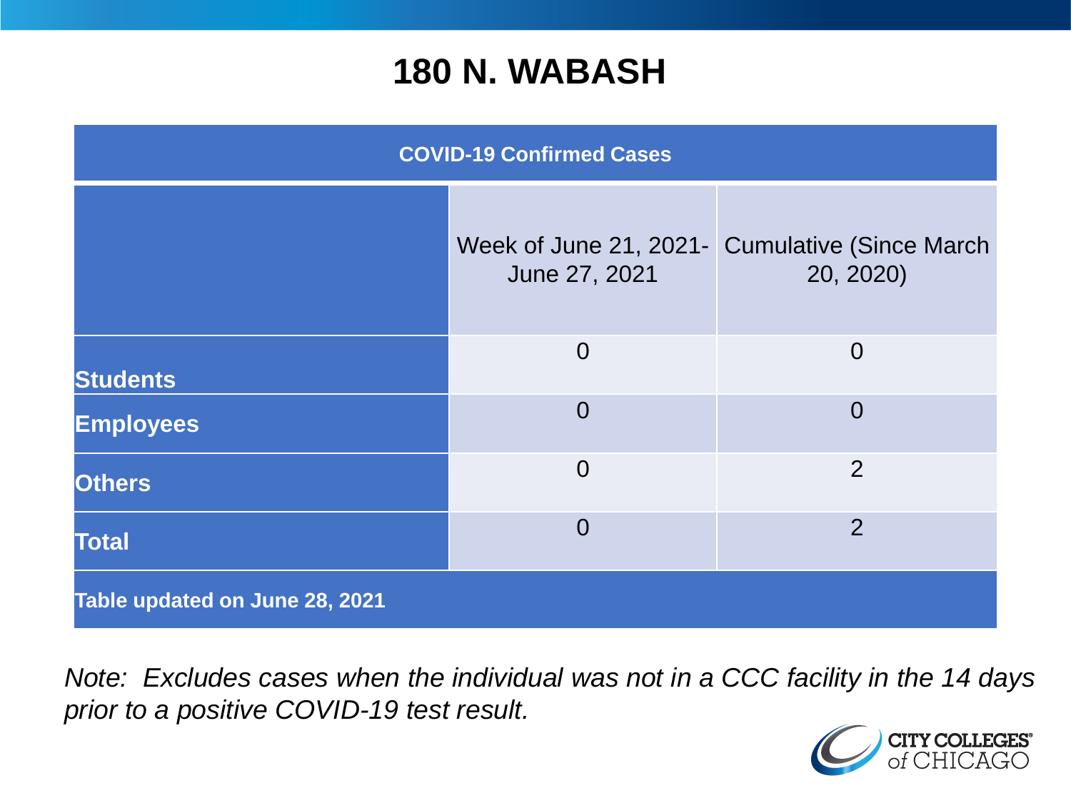# 180 N. WABASH

| COVID-19 Confirmed Cases | | |
|---|---|---|
| | Week of June 21, 2021-June 27, 2021 | Cumulative (Since March 20, 2020) |
| **Students** | 0 | 0 |
| **Employees** | 0 | 0 |
| **Others** | 0 | 2 |
| **Total** | 0 | 2 |

**Table updated on June 28, 2021**

*Note: Excludes cases when the individual was not in a CCC facility in the 14 days prior to a positive COVID-19 test result.*

CITY COLLEGES of CHICAGO